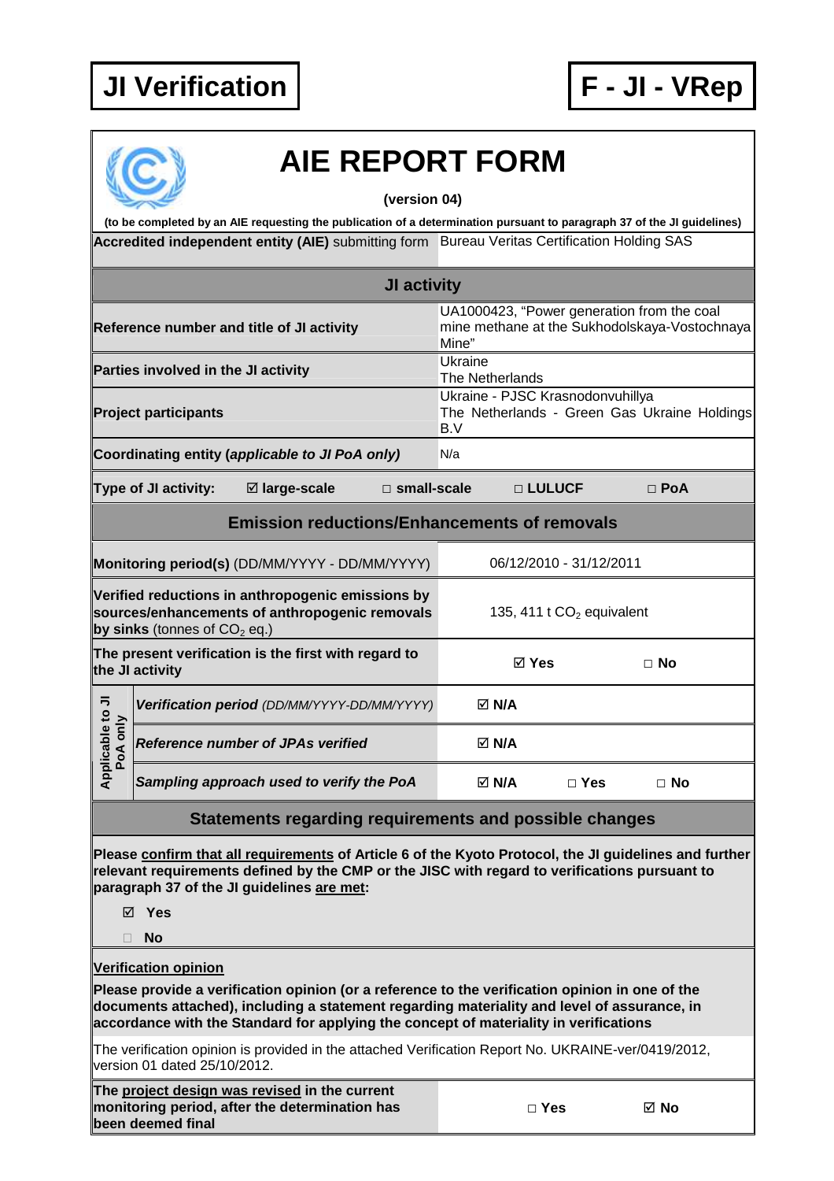**JI Verification** | **F - JI - VRep**

# AIE REPORT FORM

**(version 04)**

**(to be completed by an AIE requesting the publication of a determination pursuant to paragraph 37 of the JI guidelines)**

| **Accredited independent entity (AIE)** submitting form | Bureau Veritas Certification Holding SAS | | |
|---|---|---|---|
| **JI activity** | | | |
| **Reference number and title of JI activity** | UA1000423, "Power generation from the coal mine methane at the Sukhodolskaya-Vostochnaya Mine" | | |
| **Parties involved in the JI activity** | Ukraine<br>The Netherlands | | |
| **Project participants** | Ukraine - PJSC Krasnodonvuhillya<br>The Netherlands - Green Gas Ukraine Holdings B.V | | |
| **Coordinating entity (*applicable to JI PoA only*)** | N/a | | |
| **Type of JI activity:** ☑ **large-scale** | □ **small-scale** | □ **LULUCF** | □ **PoA** |

| **Emission reductions/Enhancements of removals** | | | |
|---|---|---|---|
| **Monitoring period(s)** (DD/MM/YYYY - DD/MM/YYYY) | 06/12/2010 - 31/12/2011 | | |
| **Verified reductions in anthropogenic emissions by sources/enhancements of anthropogenic removals by sinks** (tonnes of $CO_2$ eq.) | 135, 411 t $CO_2$ equivalent | | |
| **The present verification is the first with regard to the JI activity** | ☑ **Yes** | □ **No** | |
| ***Applicable to JI PoA only:*** ***Verification period*** *(DD/MM/YYYY-DD/MM/YYYY)* | ☑ **N/A** | | |
| ***Applicable to JI PoA only:*** ***Reference number of JPAs verified*** | ☑ **N/A** | | |
| ***Applicable to JI PoA only:*** ***Sampling approach used to verify the PoA*** | ☑ **N/A** | □ **Yes** | □ **No** |

## Statements regarding requirements and possible changes

**Please <u>confirm that all requirements</u> of Article 6 of the Kyoto Protocol, the JI guidelines and further relevant requirements defined by the CMP or the JISC with regard to verifications pursuant to paragraph 37 of the JI guidelines <u>are met</u>:**

- ☑ **Yes**
- □ **No**

**<u>Verification opinion</u>**

**Please provide a verification opinion (or a reference to the verification opinion in one of the documents attached), including a statement regarding materiality and level of assurance, in accordance with the Standard for applying the concept of materiality in verifications**

The verification opinion is provided in the attached Verification Report No. UKRAINE-ver/0419/2012, version 01 dated 25/10/2012.

| **The <u>project design was revised</u> in the current monitoring period, after the determination has been deemed final** | □ **Yes** | ☑ **No** |
|---|---|---|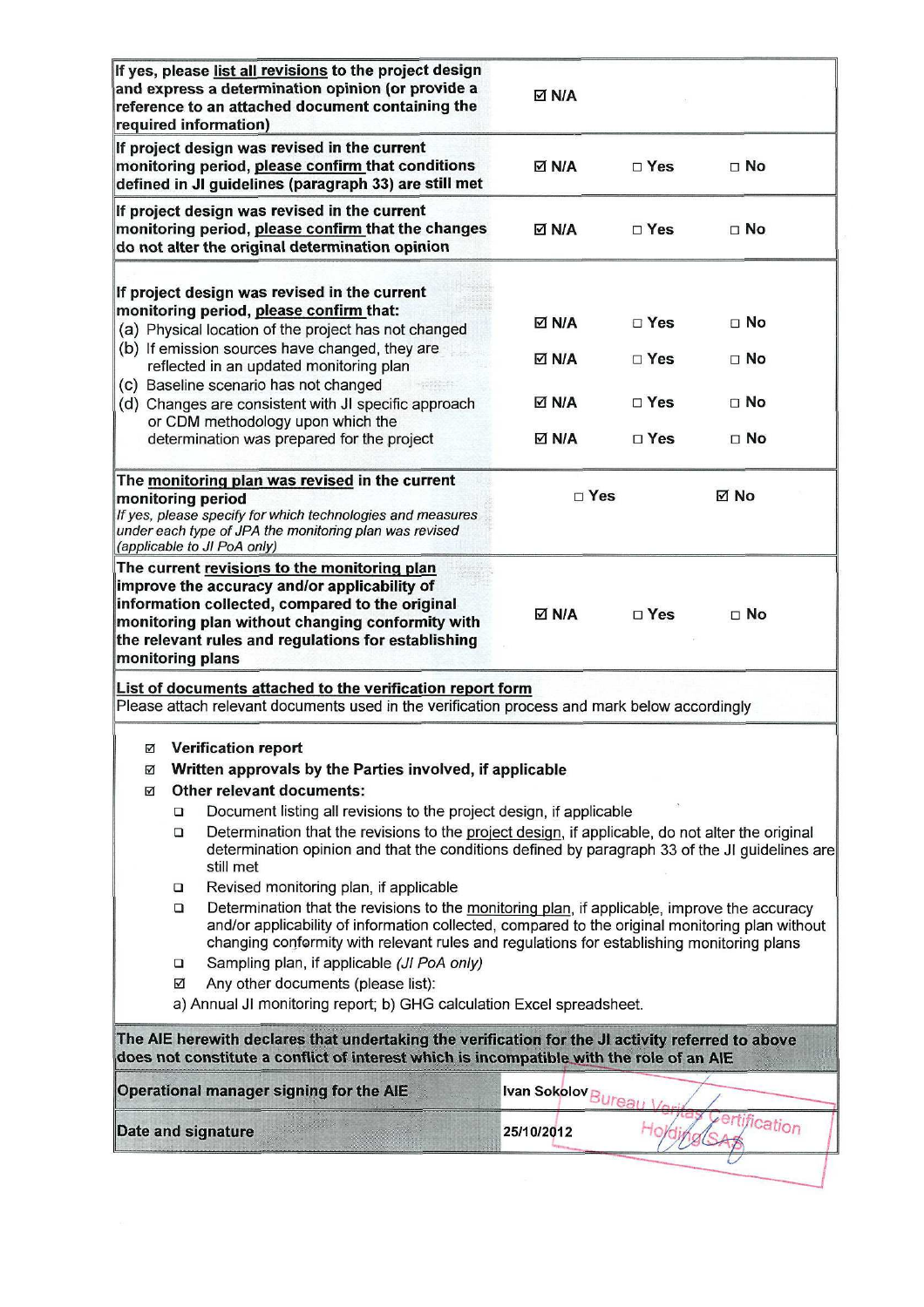| | | | |
|---|---|---|---|
| If yes, please list all revisions to the project design and express a determination opinion (or provide a reference to an attached document containing the required information) | ☑ N/A | | |
| If project design was revised in the current monitoring period, please confirm that conditions defined in JI guidelines (paragraph 33) are still met | ☑ N/A | □ Yes | □ No |
| If project design was revised in the current monitoring period, please confirm that the changes do not alter the original determination opinion | ☑ N/A | □ Yes | □ No |
| If project design was revised in the current monitoring period, please confirm that:<br>(a) Physical location of the project has not changed<br>(b) If emission sources have changed, they are reflected in an updated monitoring plan<br>(c) Baseline scenario has not changed<br>(d) Changes are consistent with JI specific approach or CDM methodology upon which the determination was prepared for the project | ☑ N/A<br>☑ N/A<br>☑ N/A<br>☑ N/A | □ Yes<br>□ Yes<br>□ Yes<br>□ Yes | □ No<br>□ No<br>□ No<br>□ No |
| The monitoring plan was revised in the current monitoring period<br>*If yes, please specify for which technologies and measures under each type of JPA the monitoring plan was revised (applicable to JI PoA only)* | □ Yes | | ☑ No |
| The current revisions to the monitoring plan improve the accuracy and/or applicability of information collected, compared to the original monitoring plan without changing conformity with the relevant rules and regulations for establishing monitoring plans | ☑ N/A | □ Yes | □ No |

**List of documents attached to the verification report form**
Please attach relevant documents used in the verification process and mark below accordingly

- ☑ **Verification report**
- ☑ **Written approvals by the Parties involved, if applicable**
- ☑ **Other relevant documents:**
  - □ Document listing all revisions to the project design, if applicable
  - □ Determination that the revisions to the project design, if applicable, do not alter the original determination opinion and that the conditions defined by paragraph 33 of the JI guidelines are still met
  - □ Revised monitoring plan, if applicable
  - □ Determination that the revisions to the monitoring plan, if applicable, improve the accuracy and/or applicability of information collected, compared to the original monitoring plan without changing conformity with relevant rules and regulations for establishing monitoring plans
  - □ Sampling plan, if applicable *(JI PoA only)*
  - ☑ Any other documents (please list):

  a) Annual JI monitoring report; b) GHG calculation Excel spreadsheet.

**The AIE herewith declares that undertaking the verification for the JI activity referred to above does not constitute a conflict of interest which is incompatible with the role of an AIE**

| | |
|---|---|
| **Operational manager signing for the AIE** | **Ivan Sokolov** |
| **Date and signature** | 25/10/2012 |

Bureau Veritas Certification Holding SAS